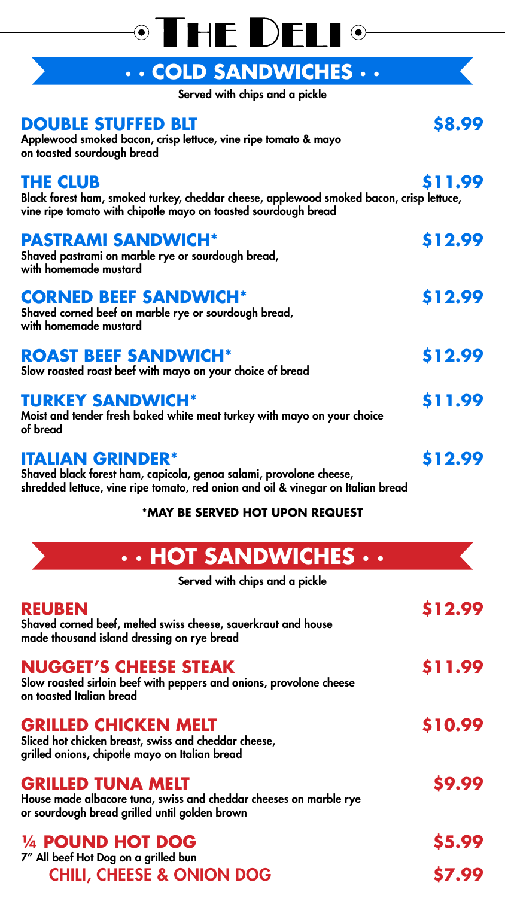# The Deli

## • • COLD SANDWICHES • •

Served with chips and a pickle

### DOUBLE STUFFED BLT — $8.99

Applewood smoked bacon, crisp lettuce, vine ripe tomato & mayo on toasted sourdough bread

### THE CLUB — $11.99

Black forest ham, smoked turkey, cheddar cheese, applewood smoked bacon, crisp lettuce, vine ripe tomato with chipotle mayo on toasted sourdough bread

### PASTRAMI SANDWICH* — $12.99

Shaved pastrami on marble rye or sourdough bread, with homemade mustard

### CORNED BEEF SANDWICH* — $12.99

Shaved corned beef on marble rye or sourdough bread, with homemade mustard

### ROAST BEEF SANDWICH* — $12.99

Slow roasted roast beef with mayo on your choice of bread

### TURKEY SANDWICH* — $11.99

Moist and tender fresh baked white meat turkey with mayo on your choice of bread

### ITALIAN GRINDER* — $12.99

Shaved black forest ham, capicola, genoa salami, provolone cheese, shredded lettuce, vine ripe tomato, red onion and oil & vinegar on Italian bread

**\*MAY BE SERVED HOT UPON REQUEST**

## • • HOT SANDWICHES • •

Served with chips and a pickle

### REUBEN — $12.99

Shaved corned beef, melted swiss cheese, sauerkraut and house made thousand island dressing on rye bread

### NUGGET'S CHEESE STEAK — $11.99

Slow roasted sirloin beef with peppers and onions, provolone cheese on toasted Italian bread

### GRILLED CHICKEN MELT — $10.99

Sliced hot chicken breast, swiss and cheddar cheese, grilled onions, chipotle mayo on Italian bread

### GRILLED TUNA MELT — $9.99

House made albacore tuna, swiss and cheddar cheeses on marble rye or sourdough bread grilled until golden brown

### ¼ POUND HOT DOG — $5.99

7" All beef Hot Dog on a grilled bun

CHILI, CHEESE & ONION DOG — $7.99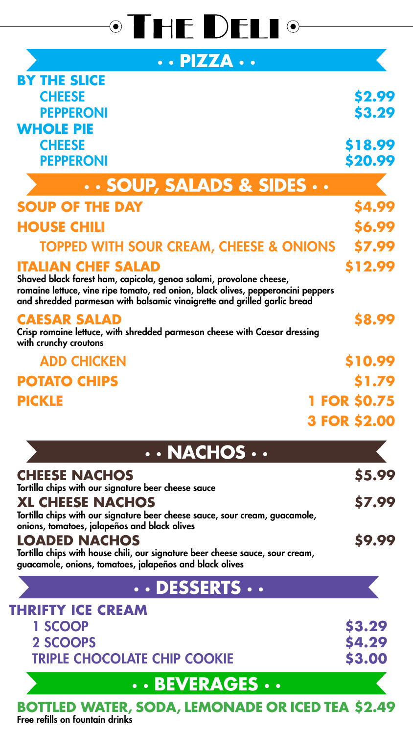# THE DELI

## • • PIZZA • •

### BY THE SLICE

| | |
|---|---|
| CHEESE | $2.99 |
| PEPPERONI | $3.29 |

### WHOLE PIE

| | |
|---|---|
| CHEESE | $18.99 |
| PEPPERONI | $20.99 |

## • • SOUP, SALADS & SIDES • •

**SOUP OF THE DAY** $4.99

**HOUSE CHILI** $6.99

TOPPED WITH SOUR CREAM, CHEESE & ONIONS $7.99

**ITALIAN CHEF SALAD** $12.99

Shaved black forest ham, capicola, genoa salami, provolone cheese, romaine lettuce, vine ripe tomato, red onion, black olives, pepperoncini peppers and shredded parmesan with balsamic vinaigrette and grilled garlic bread

**CAESAR SALAD** $8.99

Crisp romaine lettuce, with shredded parmesan cheese with Caesar dressing with crunchy croutons

ADD CHICKEN $10.99

**POTATO CHIPS** $1.79

**PICKLE** 1 FOR $0.75

3 FOR $2.00

## • • NACHOS • •

**CHEESE NACHOS** $5.99

Tortilla chips with our signature beer cheese sauce

**XL CHEESE NACHOS** $7.99

Tortilla chips with our signature beer cheese sauce, sour cream, guacamole, onions, tomatoes, jalapeños and black olives

**LOADED NACHOS** $9.99

Tortilla chips with house chili, our signature beer cheese sauce, sour cream, guacamole, onions, tomatoes, jalapeños and black olives

## • • DESSERTS • •

### THRIFTY ICE CREAM

| | |
|---|---|
| 1 SCOOP | $3.29 |
| 2 SCOOPS | $4.29 |
| TRIPLE CHOCOLATE CHIP COOKIE | $3.00 |

## • • BEVERAGES • •

**BOTTLED WATER, SODA, LEMONADE OR ICED TEA** $2.49

Free refills on fountain drinks